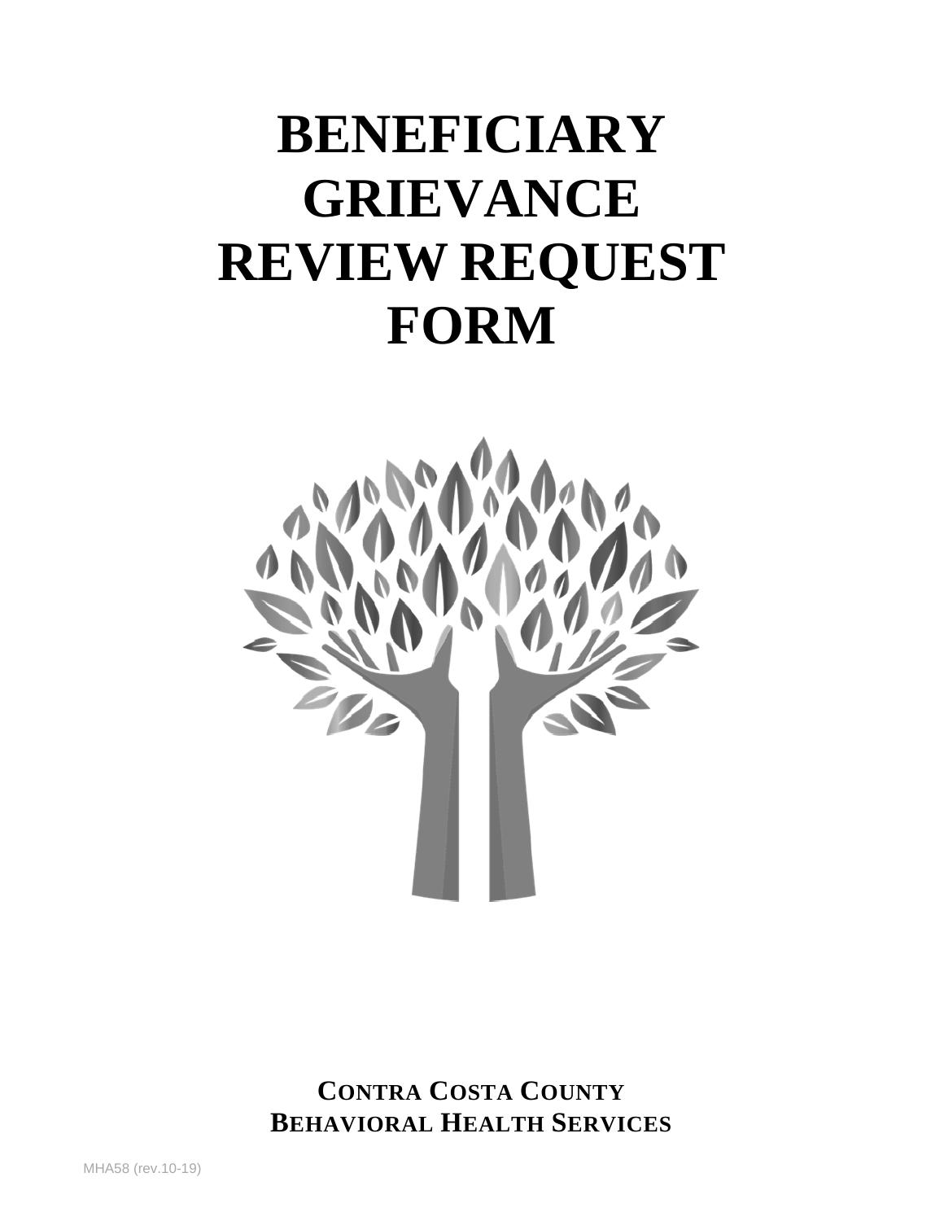# BENEFICIARY GRIEVANCE REVIEW REQUEST FORM

**CONTRA COSTA COUNTY**
**BEHAVIORAL HEALTH SERVICES**

MHA58 (rev.10-19)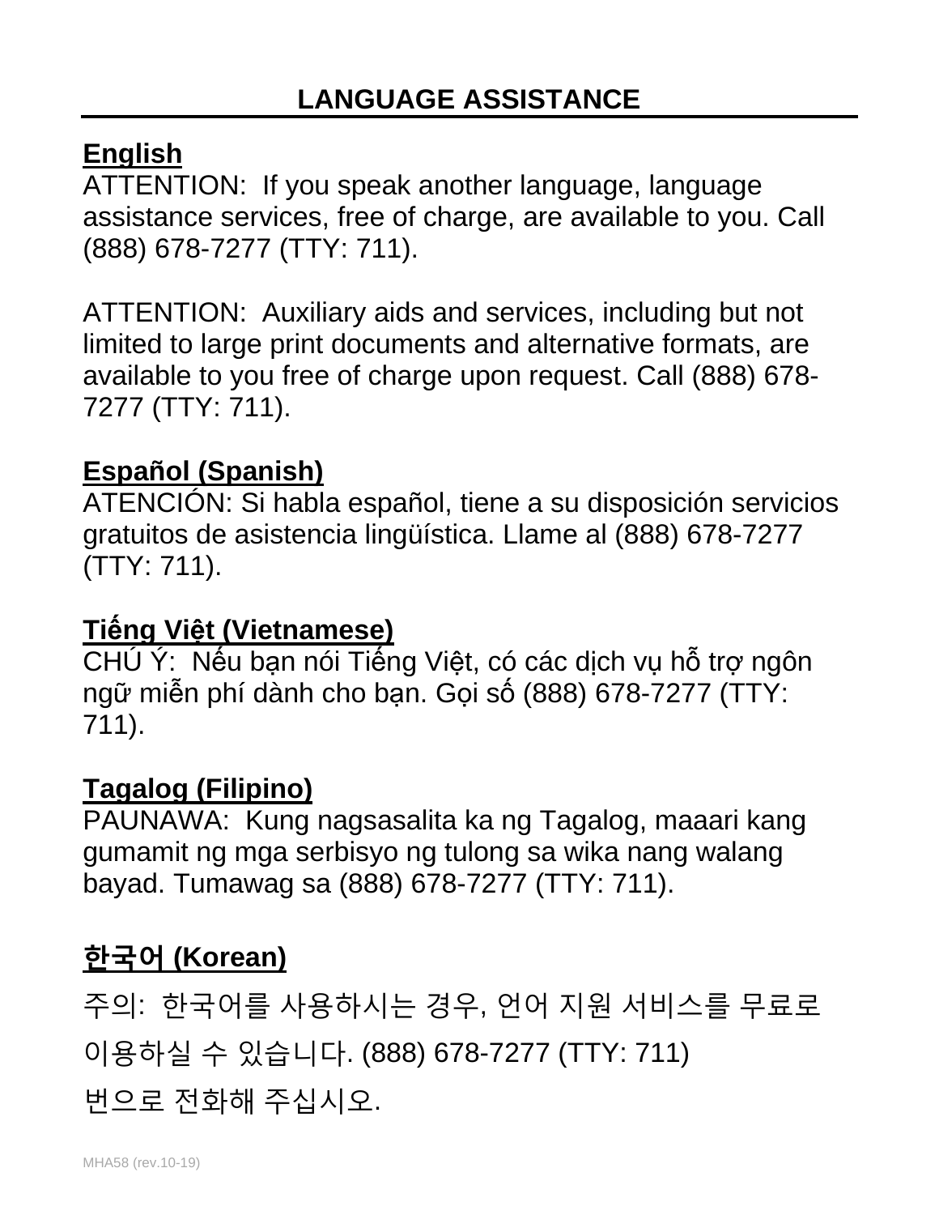## LANGUAGE ASSISTANCE

**English**

ATTENTION: If you speak another language, language assistance services, free of charge, are available to you. Call (888) 678-7277 (TTY: 711).

ATTENTION: Auxiliary aids and services, including but not limited to large print documents and alternative formats, are available to you free of charge upon request. Call (888) 678-7277 (TTY: 711).

**Español (Spanish)**

ATENCIÓN: Si habla español, tiene a su disposición servicios gratuitos de asistencia lingüística. Llame al (888) 678-7277 (TTY: 711).

**Tiếng Việt (Vietnamese)**

CHÚ Ý: Nếu bạn nói Tiếng Việt, có các dịch vụ hỗ trợ ngôn ngữ miễn phí dành cho bạn. Gọi số (888) 678-7277 (TTY: 711).

**Tagalog (Filipino)**

PAUNAWA: Kung nagsasalita ka ng Tagalog, maaari kang gumamit ng mga serbisyo ng tulong sa wika nang walang bayad. Tumawag sa (888) 678-7277 (TTY: 711).

**한국어 (Korean)**

주의: 한국어를 사용하시는 경우, 언어 지원 서비스를 무료로 이용하실 수 있습니다. (888) 678-7277 (TTY: 711) 번으로 전화해 주십시오.

MHA58 (rev.10-19)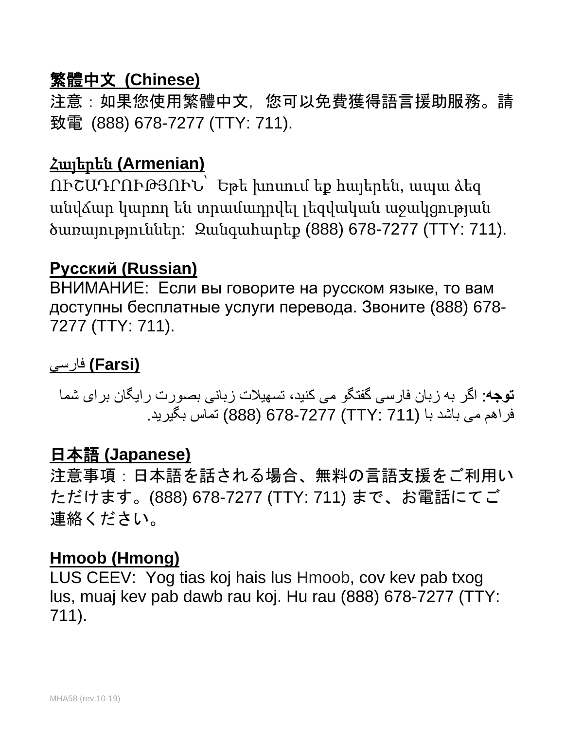**繁體中文 (Chinese)**

注意：如果您使用繁體中文，您可以免費獲得語言援助服務。請致電 (888) 678-7277 (TTY: 711).

**Հայերեն (Armenian)**

ՈՒՇԱԴՐՈՒԹՅՈՒՆ՝ Եթե խոսում եք հայերեն, ապա ձեզ անվճար կարող են տրամադրվել լեզվական աջակցության ծառայություններ: Զանգահարեք (888) 678-7277 (TTY: 711).

**Русский (Russian)**

ВНИМАНИЕ: Если вы говорите на русском языке, то вам доступны бесплатные услуги перевода. Звоните (888) 678-7277 (TTY: 711).

**فارسی (Farsi)**

**توجه**: اگر به زبان فارسی گفتگو می کنید، تسهیلات زبانی بصورت رایگان برای شما فراهم می باشد با (TTY: 711) 678-7277 (888) تماس بگیرید.

**日本語 (Japanese)**

注意事項：日本語を話される場合、無料の言語支援をご利用いただけます。(888) 678-7277 (TTY: 711) まで、お電話にてご連絡ください。

**Hmoob (Hmong)**

LUS CEEV: Yog tias koj hais lus Hmoob, cov kev pab txog lus, muaj kev pab dawb rau koj. Hu rau (888) 678-7277 (TTY: 711).

MHA58 (rev.10-19)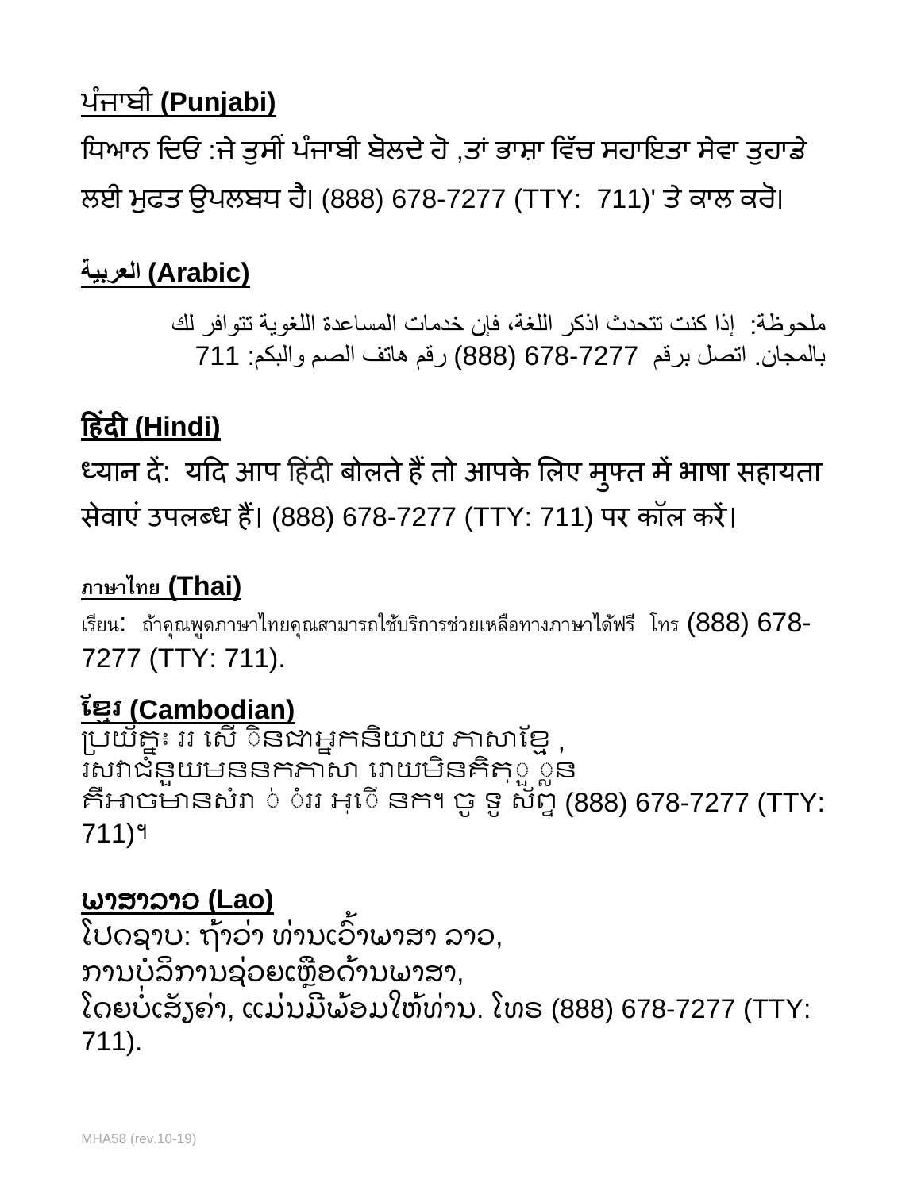**ਪੰਜਾਬੀ (Punjabi)**

ਧਿਆਨ ਦਿਓ :ਜੇ ਤੁਸੀਂ ਪੰਜਾਬੀ ਬੋਲਦੇ ਹੋ ,ਤਾਂ ਭਾਸ਼ਾ ਵਿੱਚ ਸਹਾਇਤਾ ਸੇਵਾ ਤੁਹਾਡੇ ਲਈ ਮੁਫਤ ਉਪਲਬਧ ਹੈ। (888) 678-7277 (TTY: 711)' ਤੇ ਕਾਲ ਕਰੋ।

**العربية (Arabic)**

ملحوظة: إذا كنت تتحدث اذكر اللغة، فإن خدمات المساعدة اللغوية تتوافر لك بالمجان. اتصل برقم 678-7277 (888) رقم هاتف الصم والبكم: 711

**हिंदी (Hindi)**

ध्यान दें: यदि आप हिंदी बोलते हैं तो आपके लिए मुफ्त में भाषा सहायता सेवाएं उपलब्ध हैं। (888) 678-7277 (TTY: 711) पर कॉल करें।

**ภาษาไทย (Thai)**

เรียน: ถ้าคุณพูดภาษาไทยคุณสามารถใช้บริการช่วยเหลือทางภาษาได้ฟรี โทร (888) 678-7277 (TTY: 711).

**ខ្មែរ (Cambodian)**

ប្រយ័ត្ន៖ ររ សើ ិនជាអ្នកនិយាយ ភាសាខ្មែ , រសវាជំនួយមននកភាសា រោយមិនគិត្ួ ្លួន គឺអាចមានសំរា ់ ំររ អ្ ើ នក។ ចូ ទូ ស័ព្ទ (888) 678-7277 (TTY: 711)។

**ພາສາລາວ (Lao)**

ໂປດຊາບ: ຖ້າວ່າ ທ່ານເວົ້າພາສາ ລາວ, ການບໍລິການຊ່ວຍເຫຼືອດ້ານພາສາ, ໂດຍບໍ່ເສັຽຄ່າ, ແມ່ນມີພ້ອມໃຫ້ທ່ານ. ໂທຣ (888) 678-7277 (TTY: 711).

MHA58 (rev.10-19)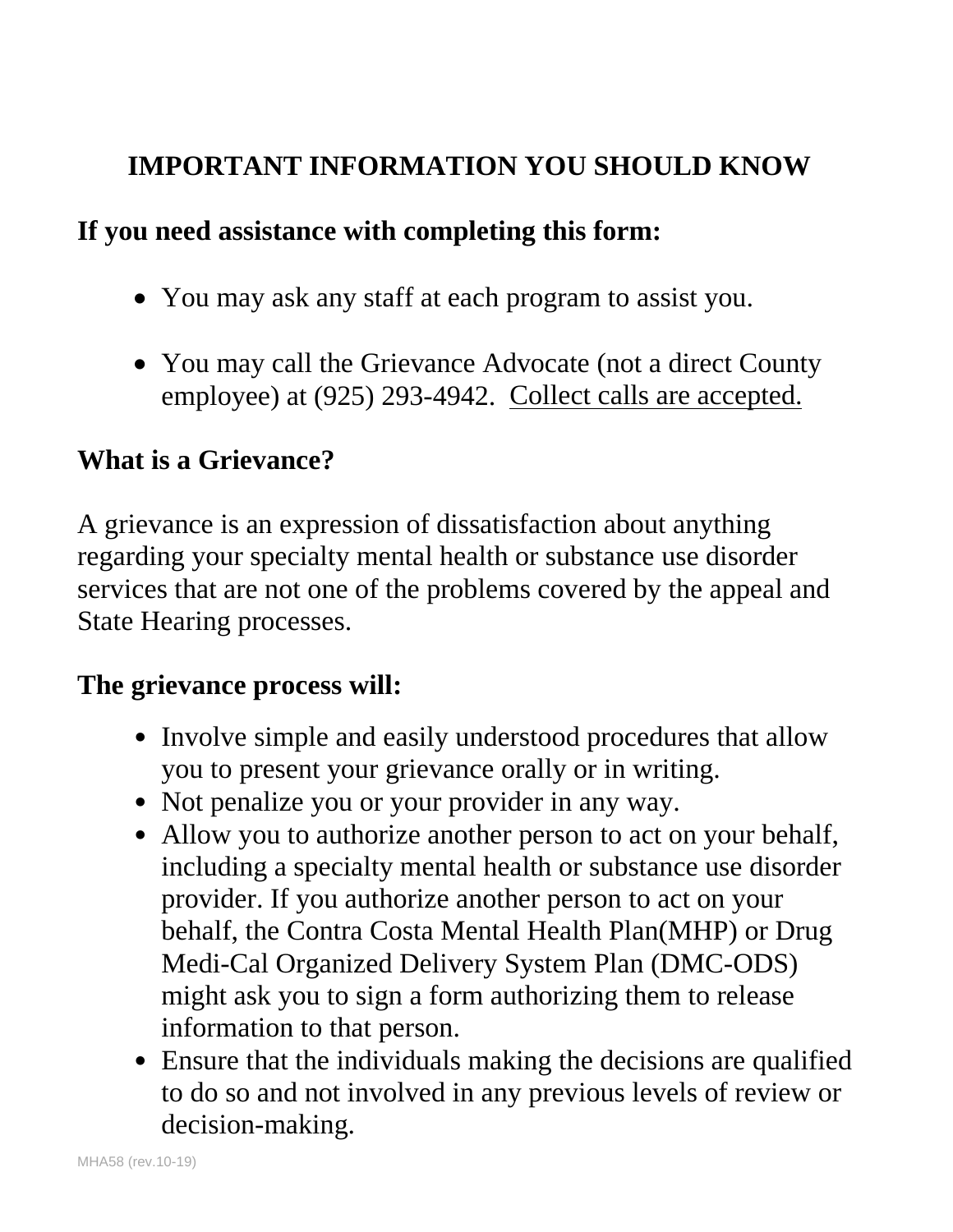# IMPORTANT INFORMATION YOU SHOULD KNOW

**If you need assistance with completing this form:**

- You may ask any staff at each program to assist you.
- You may call the Grievance Advocate (not a direct County employee) at (925) 293-4942. <u>Collect calls are accepted.</u>

**What is a Grievance?**

A grievance is an expression of dissatisfaction about anything regarding your specialty mental health or substance use disorder services that are not one of the problems covered by the appeal and State Hearing processes.

**The grievance process will:**

- Involve simple and easily understood procedures that allow you to present your grievance orally or in writing.
- Not penalize you or your provider in any way.
- Allow you to authorize another person to act on your behalf, including a specialty mental health or substance use disorder provider. If you authorize another person to act on your behalf, the Contra Costa Mental Health Plan(MHP) or Drug Medi-Cal Organized Delivery System Plan (DMC-ODS) might ask you to sign a form authorizing them to release information to that person.
- Ensure that the individuals making the decisions are qualified to do so and not involved in any previous levels of review or decision-making.

MHA58 (rev.10-19)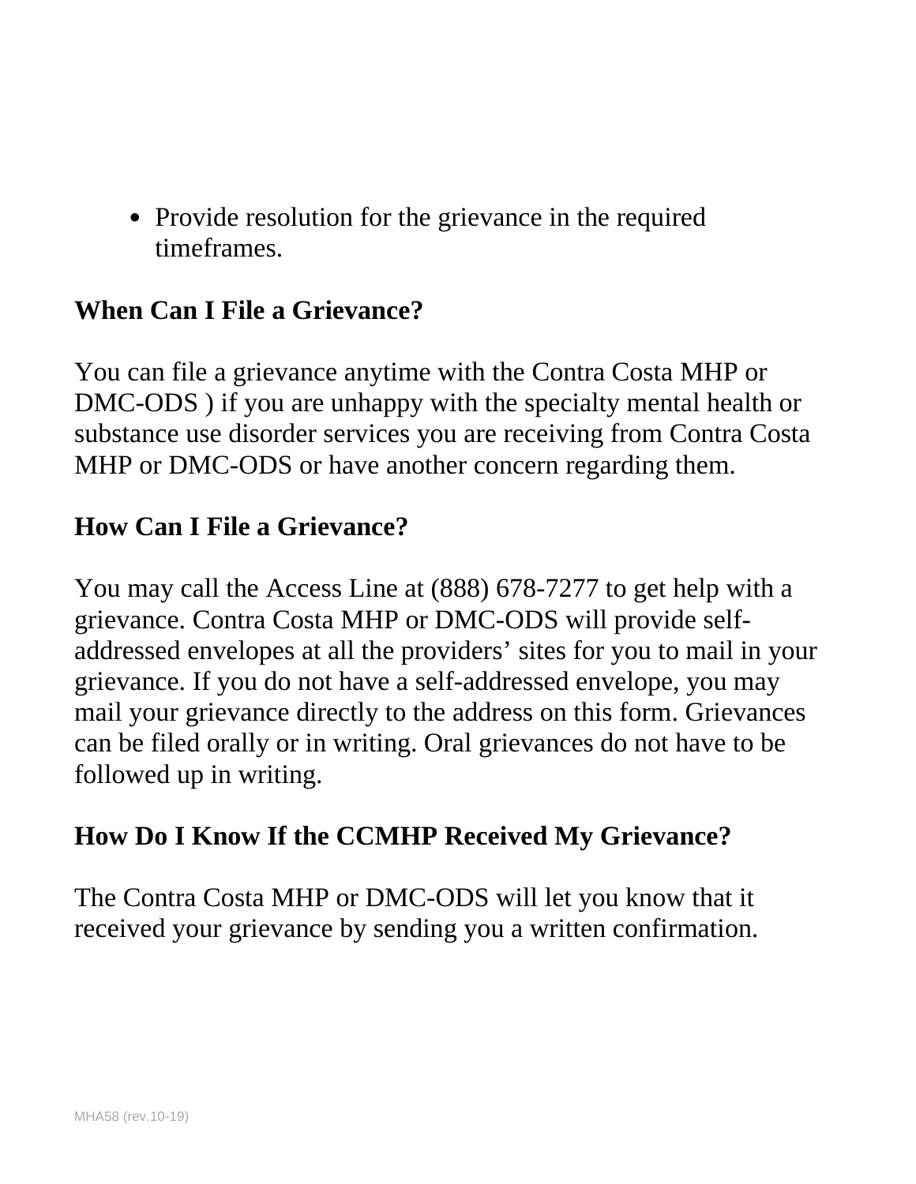- Provide resolution for the grievance in the required timeframes.

## When Can I File a Grievance?

You can file a grievance anytime with the Contra Costa MHP or DMC-ODS ) if you are unhappy with the specialty mental health or substance use disorder services you are receiving from Contra Costa MHP or DMC-ODS or have another concern regarding them.

## How Can I File a Grievance?

You may call the Access Line at (888) 678-7277 to get help with a grievance. Contra Costa MHP or DMC-ODS will provide self-addressed envelopes at all the providers' sites for you to mail in your grievance. If you do not have a self-addressed envelope, you may mail your grievance directly to the address on this form. Grievances can be filed orally or in writing. Oral grievances do not have to be followed up in writing.

## How Do I Know If the CCMHP Received My Grievance?

The Contra Costa MHP or DMC-ODS will let you know that it received your grievance by sending you a written confirmation.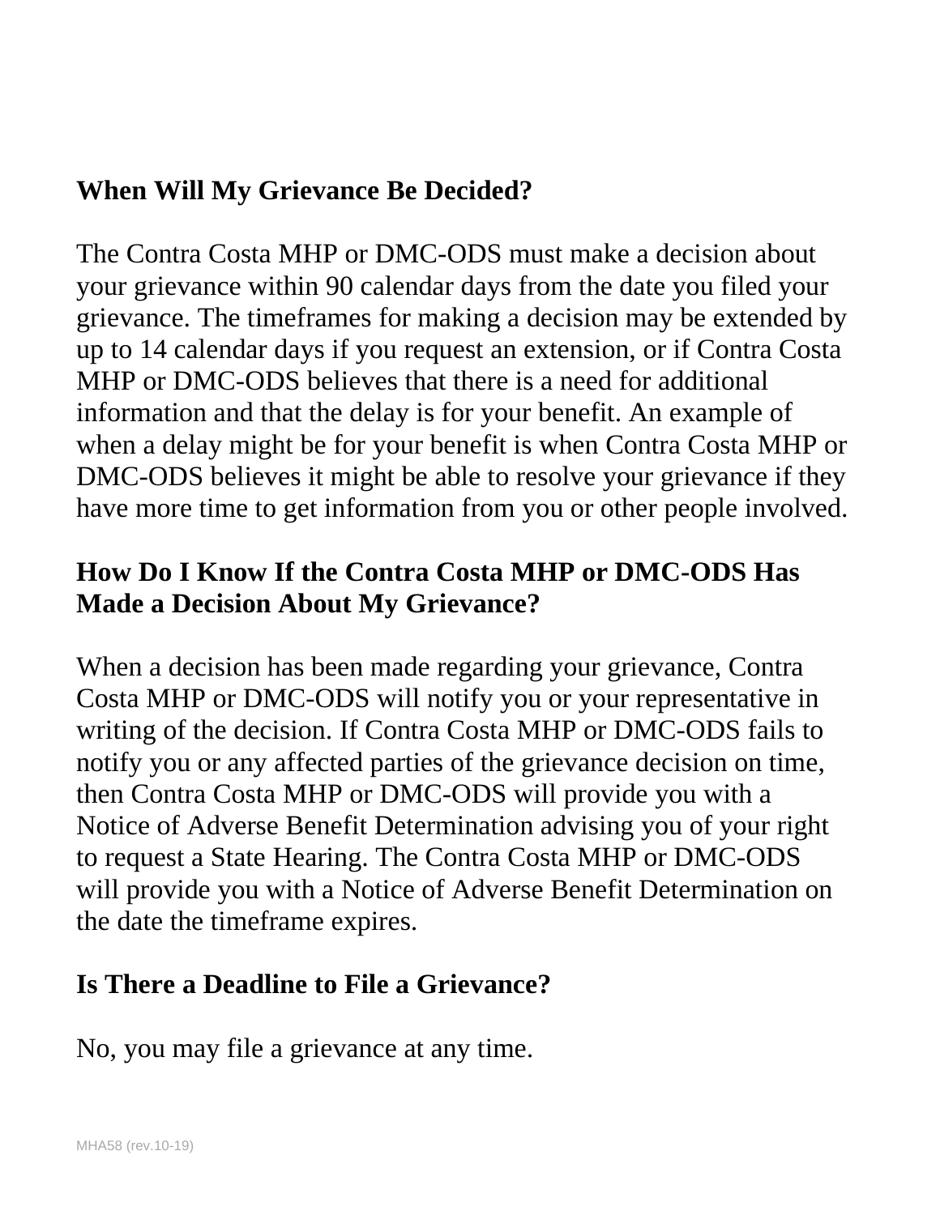## When Will My Grievance Be Decided?

The Contra Costa MHP or DMC-ODS must make a decision about your grievance within 90 calendar days from the date you filed your grievance. The timeframes for making a decision may be extended by up to 14 calendar days if you request an extension, or if Contra Costa MHP or DMC-ODS believes that there is a need for additional information and that the delay is for your benefit. An example of when a delay might be for your benefit is when Contra Costa MHP or DMC-ODS believes it might be able to resolve your grievance if they have more time to get information from you or other people involved.

## How Do I Know If the Contra Costa MHP or DMC-ODS Has Made a Decision About My Grievance?

When a decision has been made regarding your grievance, Contra Costa MHP or DMC-ODS will notify you or your representative in writing of the decision. If Contra Costa MHP or DMC-ODS fails to notify you or any affected parties of the grievance decision on time, then Contra Costa MHP or DMC-ODS will provide you with a Notice of Adverse Benefit Determination advising you of your right to request a State Hearing. The Contra Costa MHP or DMC-ODS will provide you with a Notice of Adverse Benefit Determination on the date the timeframe expires.

## Is There a Deadline to File a Grievance?

No, you may file a grievance at any time.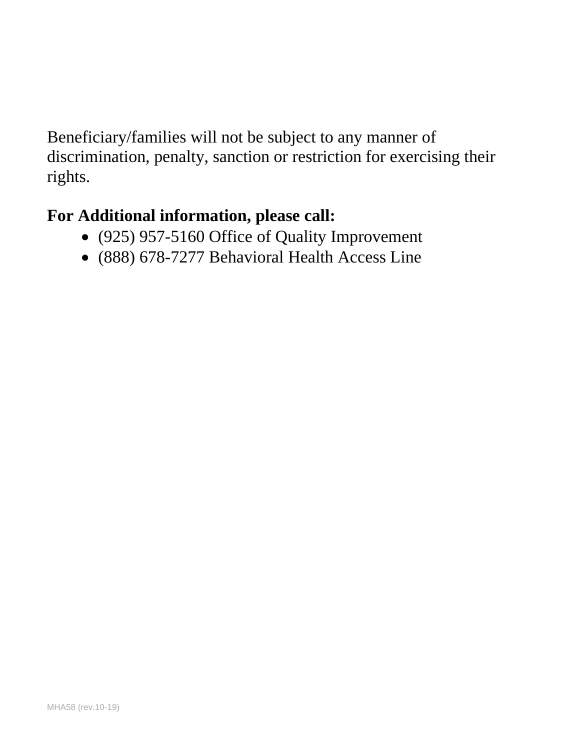Beneficiary/families will not be subject to any manner of discrimination, penalty, sanction or restriction for exercising their rights.

**For Additional information, please call:**

- (925) 957-5160 Office of Quality Improvement
- (888) 678-7277 Behavioral Health Access Line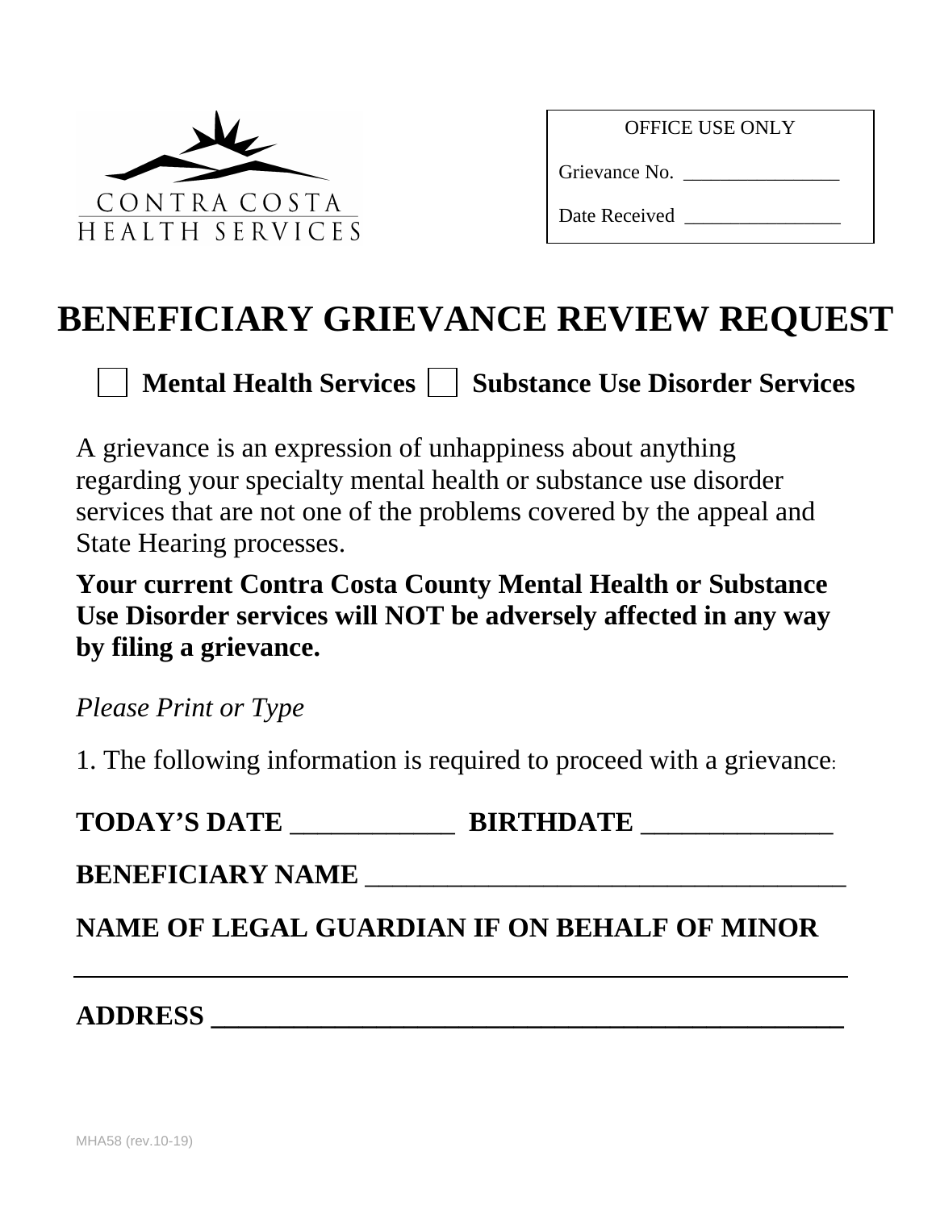CONTRA COSTA
HEALTH SERVICES

| OFFICE USE ONLY |
|---|
| Grievance No. ________________ |
| Date Received ________________ |

# BENEFICIARY GRIEVANCE REVIEW REQUEST

☐ **Mental Health Services** ☐ **Substance Use Disorder Services**

A grievance is an expression of unhappiness about anything regarding your specialty mental health or substance use disorder services that are not one of the problems covered by the appeal and State Hearing processes.

**Your current Contra Costa County Mental Health or Substance Use Disorder services will NOT be adversely affected in any way by filing a grievance.**

*Please Print or Type*

1. The following information is required to proceed with a grievance:

**TODAY'S DATE** ____________ **BIRTHDATE** ______________

**BENEFICIARY NAME** ___________________________________

**NAME OF LEGAL GUARDIAN IF ON BEHALF OF MINOR**

_______________________________________________________

**ADDRESS** ______________________________________________

MHA58 (rev.10-19)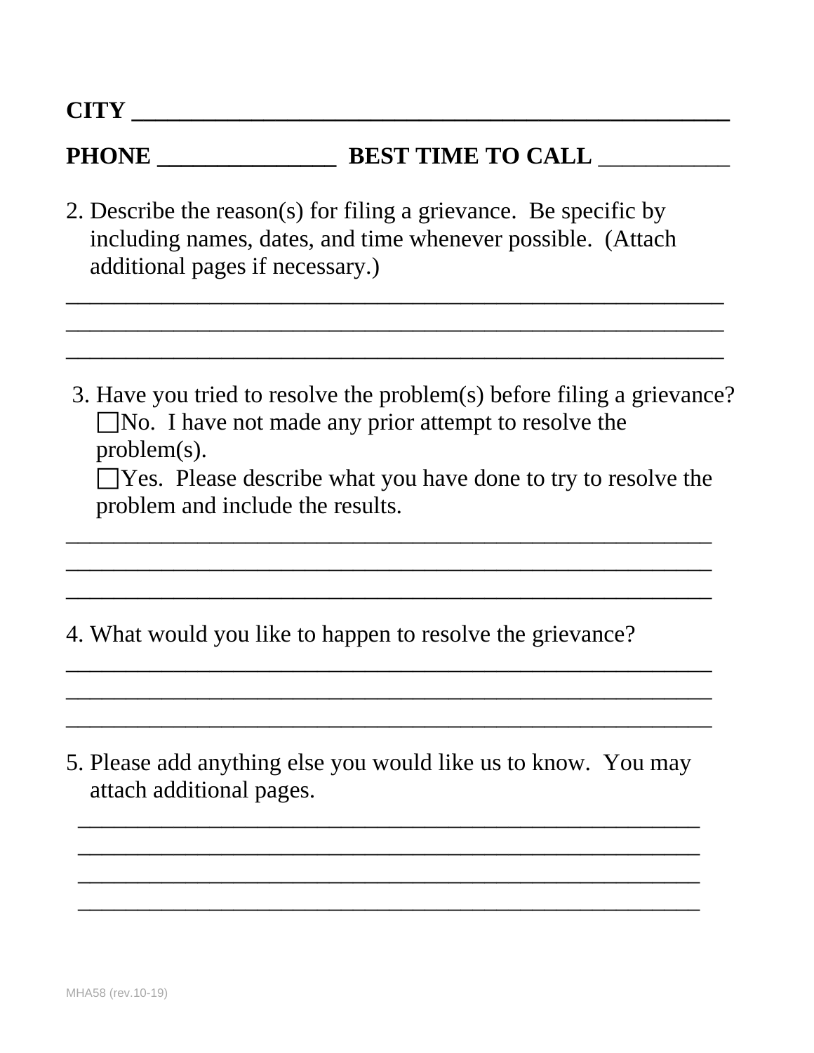**CITY** ___________________________________________________

**PHONE** _______________ **BEST TIME TO CALL** ___________

2. Describe the reason(s) for filing a grievance. Be specific by including names, dates, and time whenever possible. (Attach additional pages if necessary.)

_________________________________________________________
_________________________________________________________
_________________________________________________________

3. Have you tried to resolve the problem(s) before filing a grievance?
   - ☐ No. I have not made any prior attempt to resolve the problem(s).
   - ☐ Yes. Please describe what you have done to try to resolve the problem and include the results.

_________________________________________________________
_________________________________________________________
_________________________________________________________

4. What would you like to happen to resolve the grievance?

_________________________________________________________
_________________________________________________________
_________________________________________________________

5. Please add anything else you would like us to know. You may attach additional pages.

_________________________________________________________
_________________________________________________________
_________________________________________________________
_________________________________________________________

MHA58 (rev.10-19)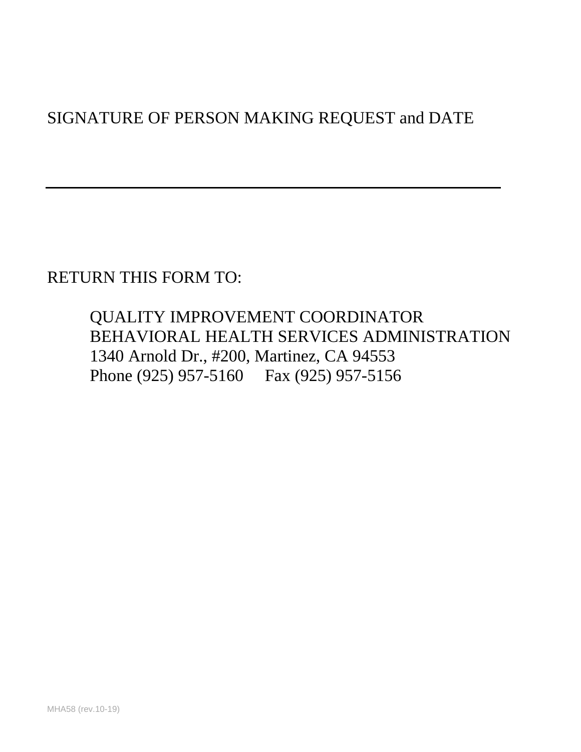SIGNATURE OF PERSON MAKING REQUEST and DATE

\_\_\_\_\_\_\_\_\_\_\_\_\_\_\_\_\_\_\_\_\_\_\_\_\_\_\_\_\_\_\_\_\_\_\_\_\_\_\_\_\_\_\_\_\_\_\_\_\_\_\_\_

RETURN THIS FORM TO:

QUALITY IMPROVEMENT COORDINATOR
BEHAVIORAL HEALTH SERVICES ADMINISTRATION
1340 Arnold Dr., #200, Martinez, CA 94553
Phone (925) 957-5160     Fax (925) 957-5156

MHA58 (rev.10-19)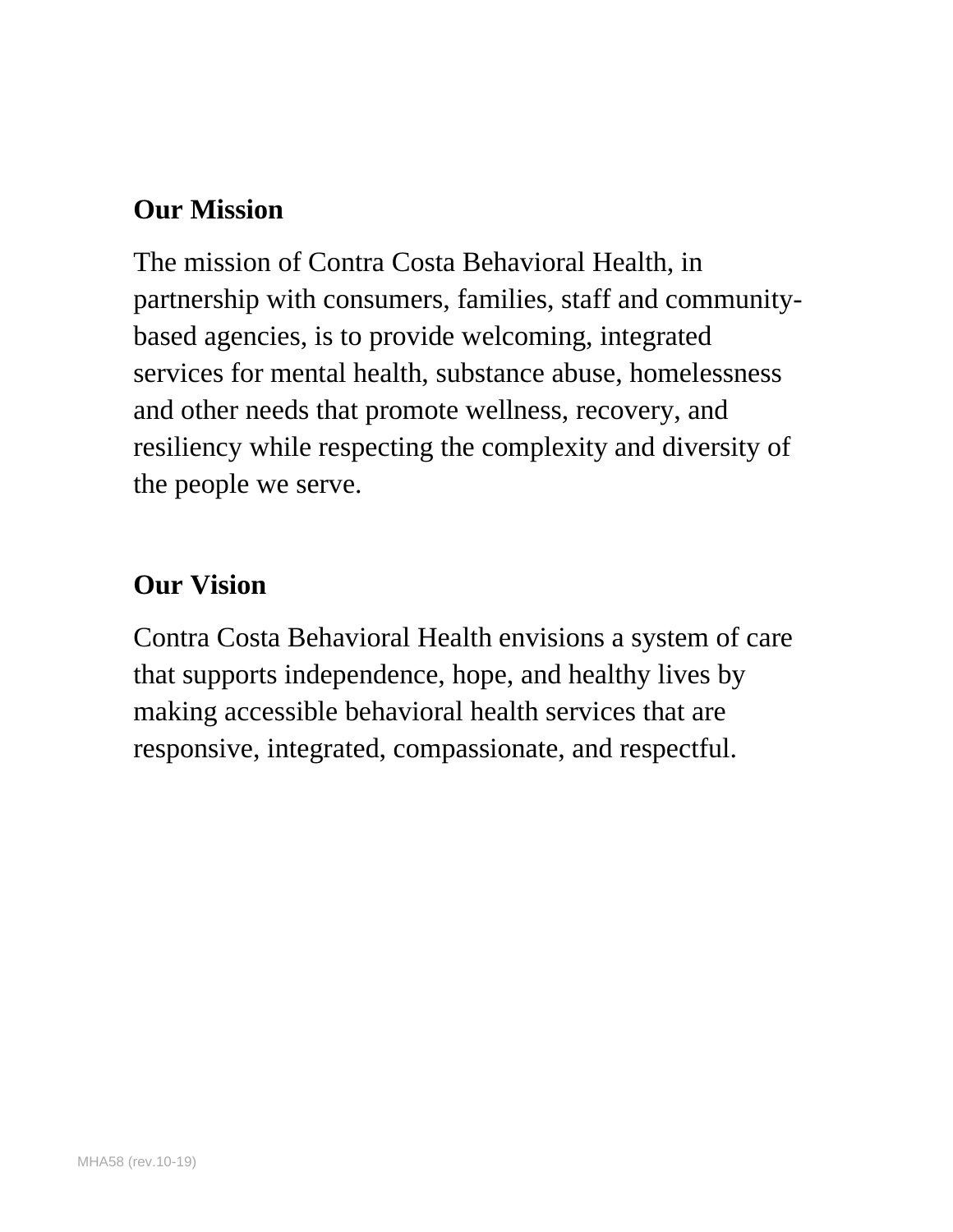## Our Mission

The mission of Contra Costa Behavioral Health, in partnership with consumers, families, staff and community-based agencies, is to provide welcoming, integrated services for mental health, substance abuse, homelessness and other needs that promote wellness, recovery, and resiliency while respecting the complexity and diversity of the people we serve.

## Our Vision

Contra Costa Behavioral Health envisions a system of care that supports independence, hope, and healthy lives by making accessible behavioral health services that are responsive, integrated, compassionate, and respectful.

MHA58 (rev.10-19)